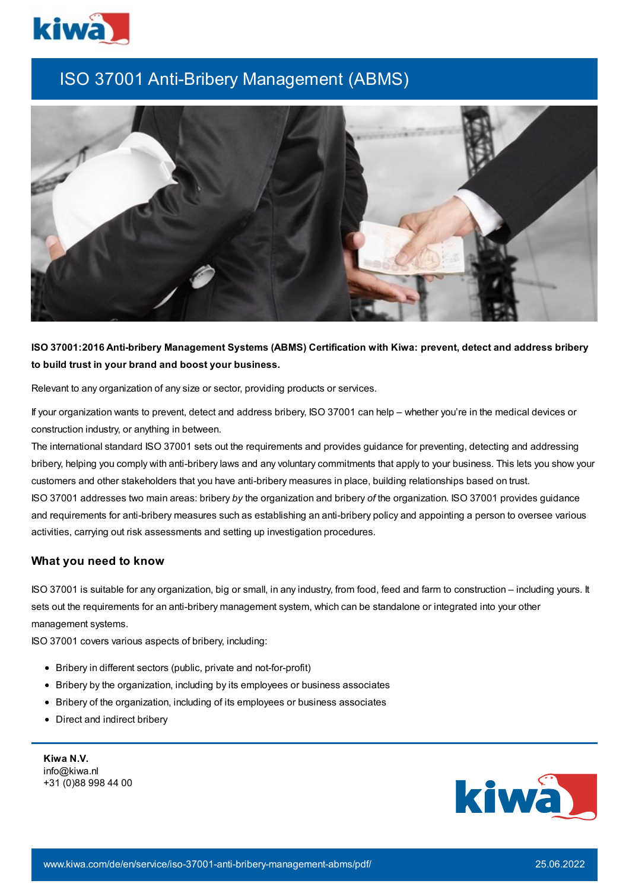# ISO 37001 Anti-Bribery Management (ABMS)

**ISO 37001:2016 Anti-bribery Management Systems (ABMS) Certification with Kiwa: prevent, detect and address bribery to build trust in your brand and boost your business.**

Relevant to any organization of any size or sector, providing products or services.

If your organization wants to prevent, detect and address bribery, ISO 37001 can help – whether you're in the medical devices or construction industry, or anything in between.

The international standard ISO 37001 sets out the requirements and provides guidance for preventing, detecting and addressing bribery, helping you comply with anti-bribery laws and any voluntary commitments that apply to your business. This lets you show your customers and other stakeholders that you have anti-bribery measures in place, building relationships based on trust.

ISO 37001 addresses two main areas: bribery *by* the organization and bribery *of* the organization. ISO 37001 provides guidance and requirements for anti-bribery measures such as establishing an anti-bribery policy and appointing a person to oversee various activities, carrying out risk assessments and setting up investigation procedures.

## What you need to know

ISO 37001 is suitable for any organization, big or small, in any industry, from food, feed and farm to construction – including yours. It sets out the requirements for an anti-bribery management system, which can be standalone or integrated into your other management systems.

ISO 37001 covers various aspects of bribery, including:

- Bribery in different sectors (public, private and not-for-profit)
- Bribery by the organization, including by its employees or business associates
- Bribery of the organization, including of its employees or business associates
- Direct and indirect bribery

**Kiwa N.V.**
info@kiwa.nl
+31 (0)88 998 44 00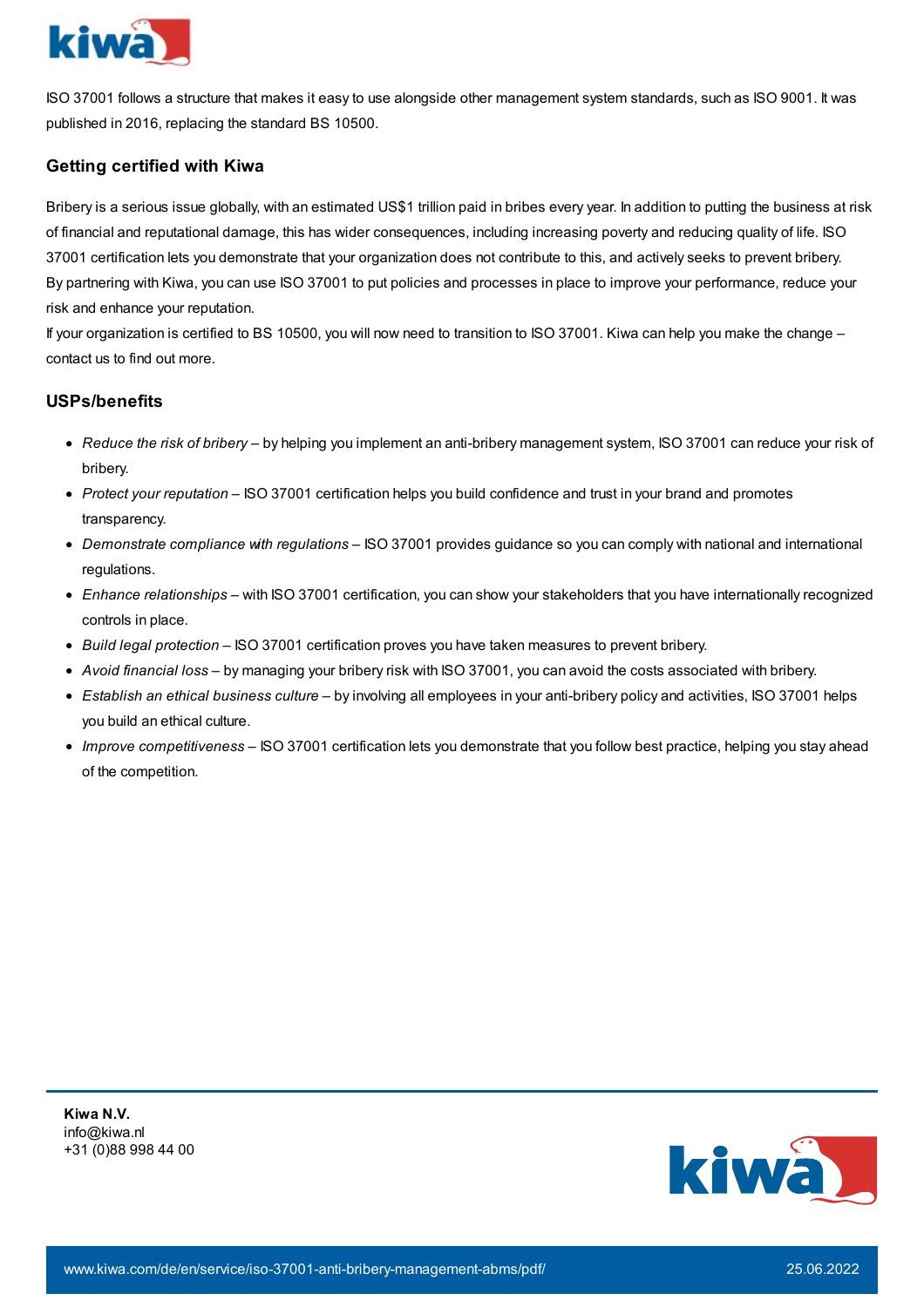ISO 37001 follows a structure that makes it easy to use alongside other management system standards, such as ISO 9001. It was published in 2016, replacing the standard BS 10500.

## Getting certified with Kiwa

Bribery is a serious issue globally, with an estimated US$1 trillion paid in bribes every year. In addition to putting the business at risk of financial and reputational damage, this has wider consequences, including increasing poverty and reducing quality of life. ISO 37001 certification lets you demonstrate that your organization does not contribute to this, and actively seeks to prevent bribery.
By partnering with Kiwa, you can use ISO 37001 to put policies and processes in place to improve your performance, reduce your risk and enhance your reputation.
If your organization is certified to BS 10500, you will now need to transition to ISO 37001. Kiwa can help you make the change – contact us to find out more.

## USPs/benefits

- *Reduce the risk of bribery* – by helping you implement an anti-bribery management system, ISO 37001 can reduce your risk of bribery.
- *Protect your reputation* – ISO 37001 certification helps you build confidence and trust in your brand and promotes transparency.
- *Demonstrate compliance with regulations* – ISO 37001 provides guidance so you can comply with national and international regulations.
- *Enhance relationships* – with ISO 37001 certification, you can show your stakeholders that you have internationally recognized controls in place.
- *Build legal protection* – ISO 37001 certification proves you have taken measures to prevent bribery.
- *Avoid financial loss* – by managing your bribery risk with ISO 37001, you can avoid the costs associated with bribery.
- *Establish an ethical business culture* – by involving all employees in your anti-bribery policy and activities, ISO 37001 helps you build an ethical culture.
- *Improve competitiveness* – ISO 37001 certification lets you demonstrate that you follow best practice, helping you stay ahead of the competition.

**Kiwa N.V.**
info@kiwa.nl
+31 (0)88 998 44 00